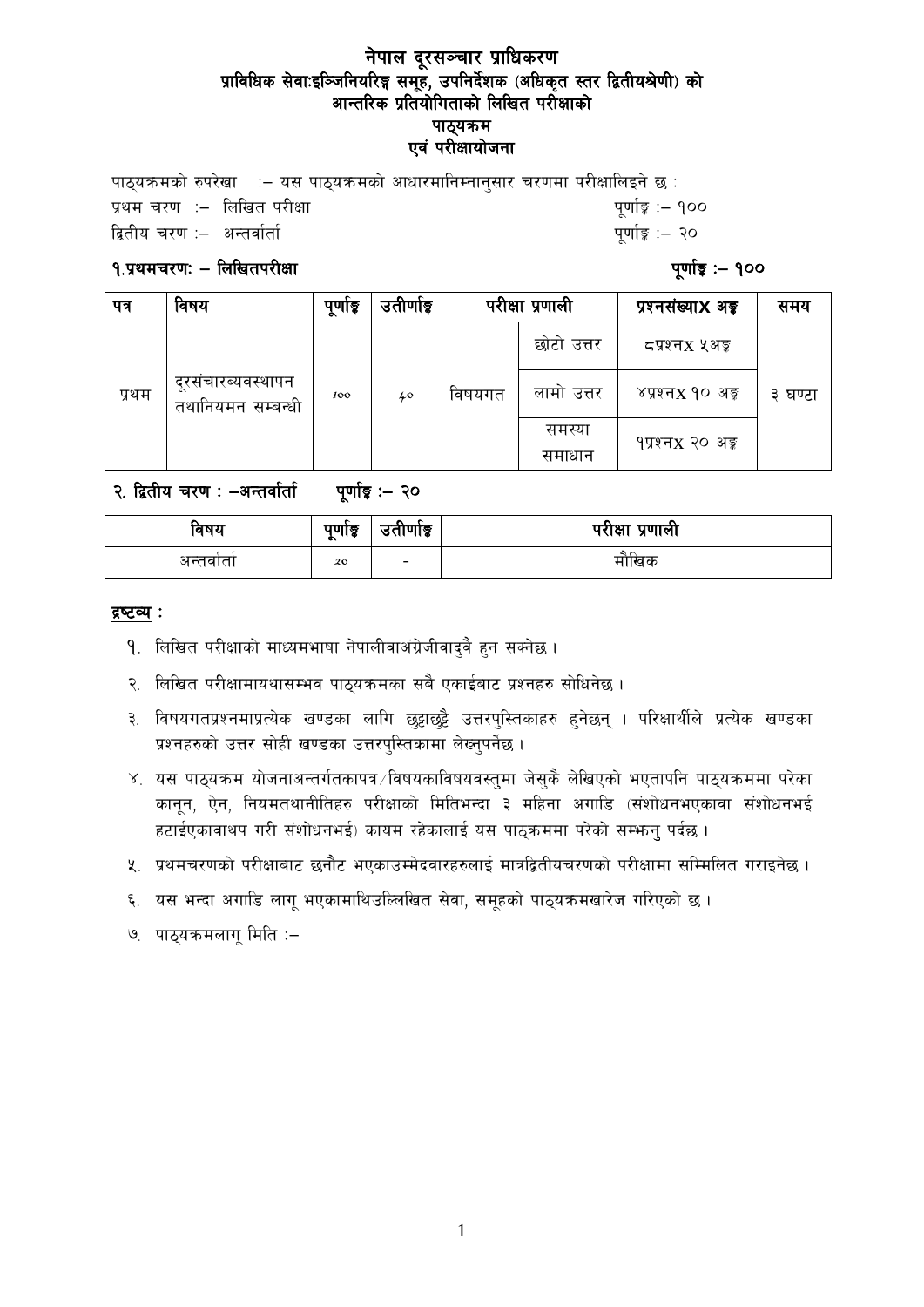# नेपाल दूरसञ्चार प्राधिकरण
## प्राविधिक सेवाःइञ्जिनियरिङ्ग समूह, उपनिर्देशक (अधिकृत स्तर द्वितीयश्रेणी) को
## आन्तरिक प्रतियोगिताको लिखित परीक्षाको
## पाठ्यक्रम
## एवं परीक्षायोजना

पाठ्यक्रमको रुपरेखा :– यस पाठ्यक्रमको आधारमानिम्नानुसार चरणमा परीक्षालिइने छ :

प्रथम चरण :– लिखित परीक्षा — पूर्णाङ्क :– १००

द्वितीय चरण :– अन्तर्वार्ता — पूर्णाङ्क :– २०

### १.प्रथमचरणः – लिखितपरीक्षा — पूर्णाङ्क :– १००

| पत्र | विषय | पूर्णाङ्क | उतीर्णाङ्क | परीक्षा प्रणाली | | प्रश्नसंख्याX अङ्क | समय |
|---|---|---|---|---|---|---|---|
| प्रथम | दूरसंचारव्यवस्थापन तथानियमन सम्बन्धी | १०० | ४० | विषयगत | छोटो उत्तर | ८प्रश्नX ५अङ्क | ३ घण्टा |
| | | | | | लामो उत्तर | ४प्रश्नX १० अङ्क | |
| | | | | | समस्या समाधान | १प्रश्नX २० अङ्क | |

### २. द्वितीय चरण : –अन्तर्वार्ता — पूर्णाङ्क :– २०

| विषय | पूर्णाङ्क | उतीर्णाङ्क | परीक्षा प्रणाली |
|---|---|---|---|
| अन्तर्वार्ता | २० | - | मौखिक |

**द्रष्टव्य :**

१. लिखित परीक्षाको माध्यमभाषा नेपालीवाअंग्रेजीवादुवै हुन सक्नेछ ।

२. लिखित परीक्षामायथासम्भव पाठ्यक्रमका सबै एकाईबाट प्रश्नहरु सोधिनेछ ।

३. विषयगतप्रश्नमाप्रत्येक खण्डका लागि छुट्टाछुट्टै उत्तरपुस्तिकाहरु हुनेछन् । परिक्षार्थीले प्रत्येक खण्डका प्रश्नहरुको उत्तर सोही खण्डका उत्तरपुस्तिकामा लेख्नुपर्नेछ ।

४. यस पाठ्यक्रम योजनाअन्तर्गतकापत्र⁄विषयकाविषयवस्तुमा जेसुकै लेखिएको भएतापनि पाठ्यक्रममा परेका कानून, ऐन, नियमतथानीतिहरु परीक्षाको मितिभन्दा ३ महिना अगाडि (संशोधनभएकावा संशोधनभई हटाईएकावाथप गरी संशोधनभई) कायम रहेकालाई यस पाठ्क्रममा परेको सम्झनु पर्दछ ।

५. प्रथमचरणको परीक्षाबाट छनौट भएकाउम्मेदवारहरुलाई मात्रद्वितीयचरणको परीक्षामा सम्मिलित गराइनेछ ।

६. यस भन्दा अगाडि लागू भएकामाथिउल्लिखित सेवा, समूहको पाठ्यक्रमखारेज गरिएको छ ।

७. पाठ्यक्रमलागू मिति :–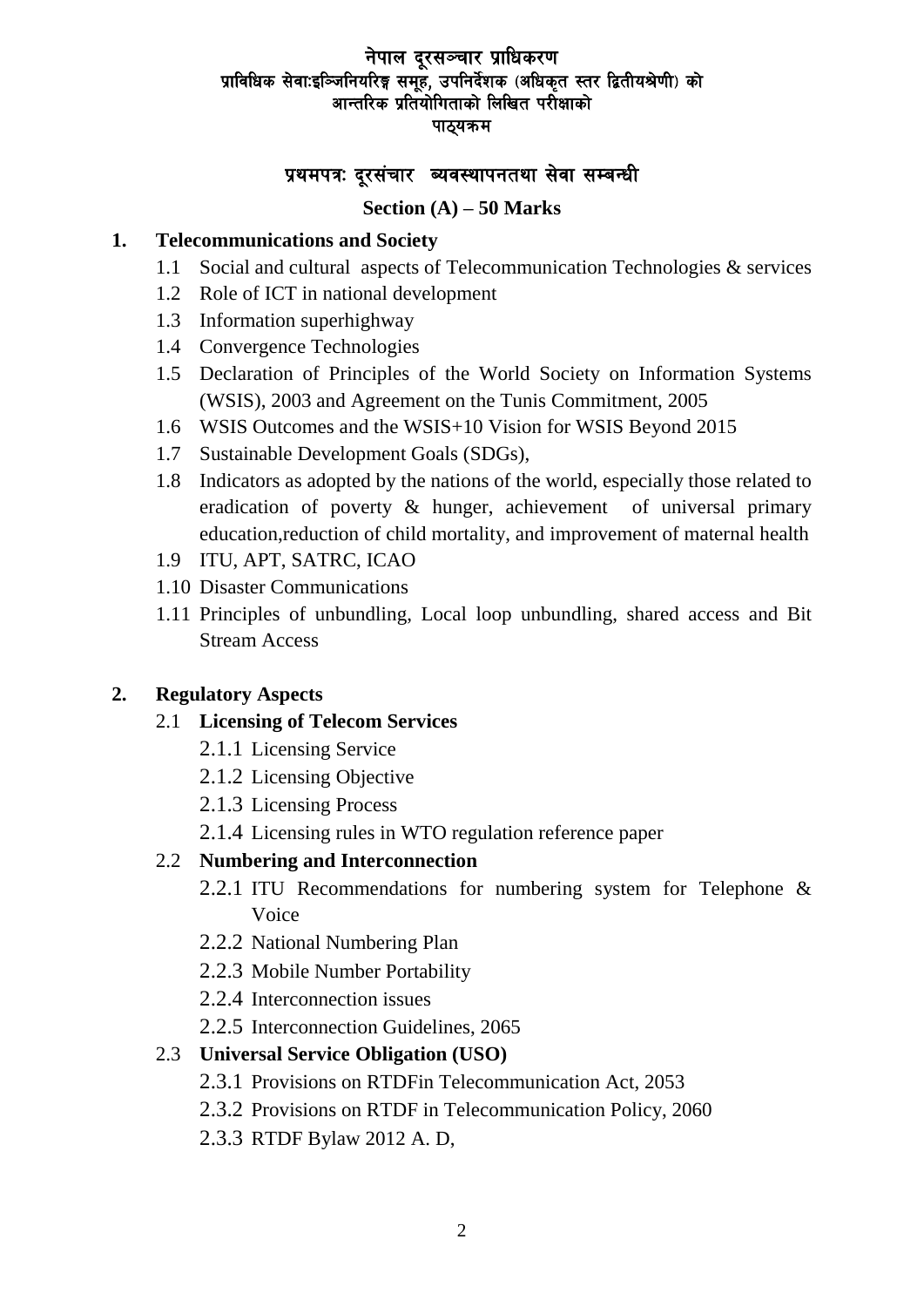# नेपाल दूरसञ्चार प्राधिकरण

## प्राविधिक सेवाःइञ्जिनियरिङ्ग समूह, उपनिर्देशक (अधिकृत स्तर द्वितीयश्रेणी) को आन्तरिक प्रतियोगिताको लिखित परीक्षाको पाठ्यक्रम

## प्रथमपत्रः दूरसंचार व्यवस्थापनतथा सेवा सम्बन्धी

### Section (A) – 50 Marks

**1. Telecommunications and Society**

- 1.1 Social and cultural aspects of Telecommunication Technologies & services
- 1.2 Role of ICT in national development
- 1.3 Information superhighway
- 1.4 Convergence Technologies
- 1.5 Declaration of Principles of the World Society on Information Systems (WSIS), 2003 and Agreement on the Tunis Commitment, 2005
- 1.6 WSIS Outcomes and the WSIS+10 Vision for WSIS Beyond 2015
- 1.7 Sustainable Development Goals (SDGs),
- 1.8 Indicators as adopted by the nations of the world, especially those related to eradication of poverty & hunger, achievement of universal primary education,reduction of child mortality, and improvement of maternal health
- 1.9 ITU, APT, SATRC, ICAO
- 1.10 Disaster Communications
- 1.11 Principles of unbundling, Local loop unbundling, shared access and Bit Stream Access

**2. Regulatory Aspects**

- 2.1 **Licensing of Telecom Services**
  - 2.1.1 Licensing Service
  - 2.1.2 Licensing Objective
  - 2.1.3 Licensing Process
  - 2.1.4 Licensing rules in WTO regulation reference paper
- 2.2 **Numbering and Interconnection**
  - 2.2.1 ITU Recommendations for numbering system for Telephone & Voice
  - 2.2.2 National Numbering Plan
  - 2.2.3 Mobile Number Portability
  - 2.2.4 Interconnection issues
  - 2.2.5 Interconnection Guidelines, 2065
- 2.3 **Universal Service Obligation (USO)**
  - 2.3.1 Provisions on RTDFin Telecommunication Act, 2053
  - 2.3.2 Provisions on RTDF in Telecommunication Policy, 2060
  - 2.3.3 RTDF Bylaw 2012 A. D,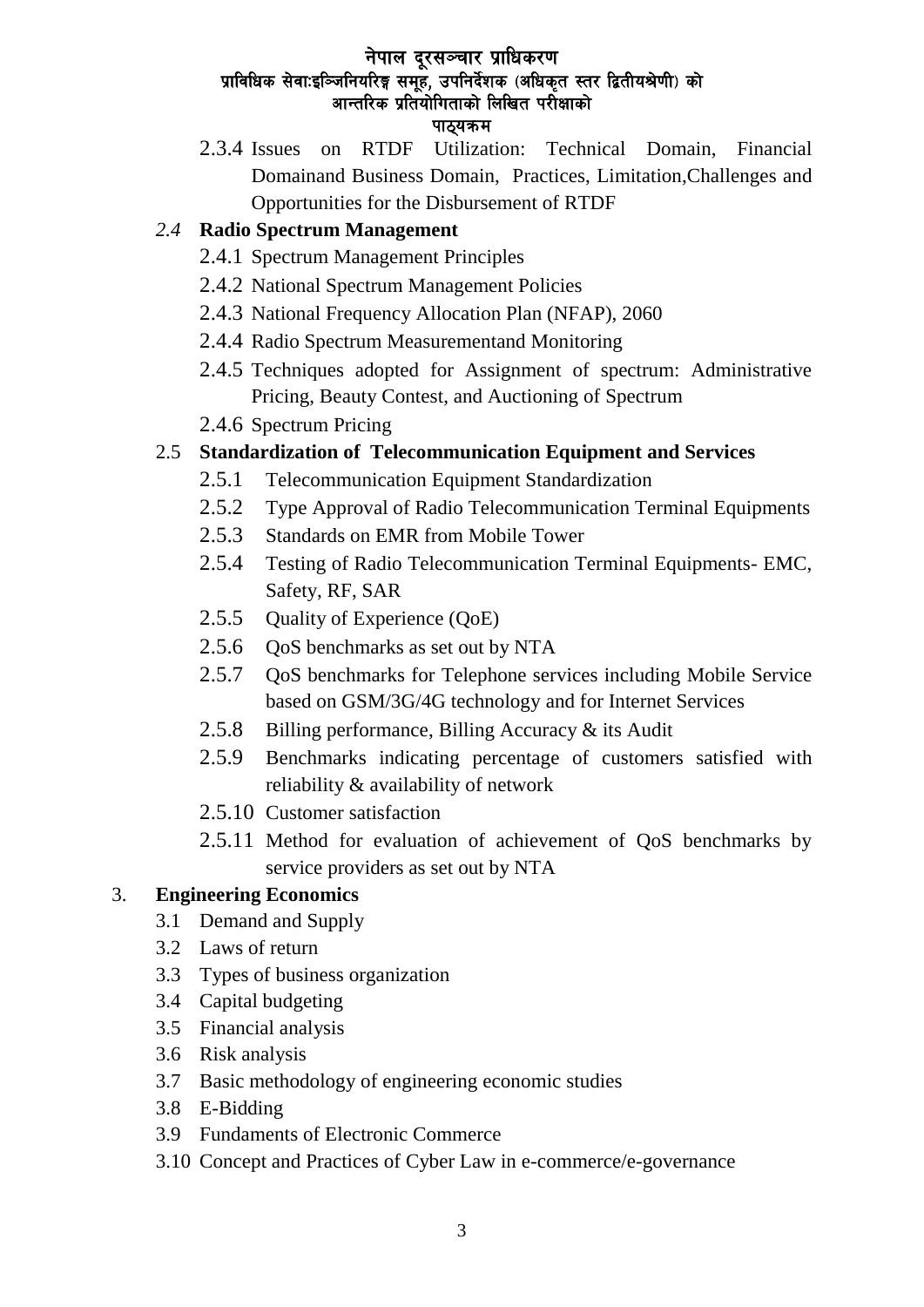2.3.4 Issues on RTDF Utilization: Technical Domain, Financial Domainand Business Domain, Practices, Limitation,Challenges and Opportunities for the Disbursement of RTDF

*2.4* **Radio Spectrum Management**

- 2.4.1 Spectrum Management Principles
- 2.4.2 National Spectrum Management Policies
- 2.4.3 National Frequency Allocation Plan (NFAP), 2060
- 2.4.4 Radio Spectrum Measurementand Monitoring
- 2.4.5 Techniques adopted for Assignment of spectrum: Administrative Pricing, Beauty Contest, and Auctioning of Spectrum
- 2.4.6 Spectrum Pricing

2.5 **Standardization of Telecommunication Equipment and Services**

- 2.5.1 Telecommunication Equipment Standardization
- 2.5.2 Type Approval of Radio Telecommunication Terminal Equipments
- 2.5.3 Standards on EMR from Mobile Tower
- 2.5.4 Testing of Radio Telecommunication Terminal Equipments- EMC, Safety, RF, SAR
- 2.5.5 Quality of Experience (QoE)
- 2.5.6 QoS benchmarks as set out by NTA
- 2.5.7 QoS benchmarks for Telephone services including Mobile Service based on GSM/3G/4G technology and for Internet Services
- 2.5.8 Billing performance, Billing Accuracy & its Audit
- 2.5.9 Benchmarks indicating percentage of customers satisfied with reliability & availability of network
- 2.5.10 Customer satisfaction
- 2.5.11 Method for evaluation of achievement of QoS benchmarks by service providers as set out by NTA

3. **Engineering Economics**

- 3.1 Demand and Supply
- 3.2 Laws of return
- 3.3 Types of business organization
- 3.4 Capital budgeting
- 3.5 Financial analysis
- 3.6 Risk analysis
- 3.7 Basic methodology of engineering economic studies
- 3.8 E-Bidding
- 3.9 Fundaments of Electronic Commerce
- 3.10 Concept and Practices of Cyber Law in e-commerce/e-governance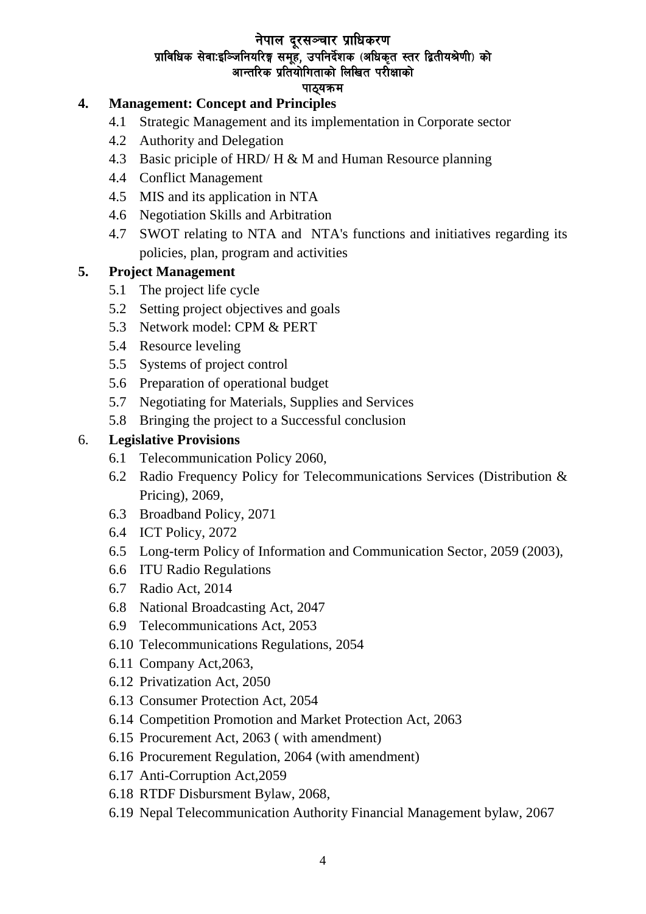नेपाल दूरसञ्चार प्राधिकरण
प्राविधिक सेवाःइञ्जिनियरिङ्ग समूह, उपनिर्देशक (अधिकृत स्तर द्वितीयश्रेणी) को
आन्तरिक प्रतियोगिताको लिखित परीक्षाको
पाठ्यक्रम

**4. Management: Concept and Principles**

- 4.1 Strategic Management and its implementation in Corporate sector
- 4.2 Authority and Delegation
- 4.3 Basic priciple of HRD/ H & M and Human Resource planning
- 4.4 Conflict Management
- 4.5 MIS and its application in NTA
- 4.6 Negotiation Skills and Arbitration
- 4.7 SWOT relating to NTA and NTA's functions and initiatives regarding its policies, plan, program and activities

**5. Project Management**

- 5.1 The project life cycle
- 5.2 Setting project objectives and goals
- 5.3 Network model: CPM & PERT
- 5.4 Resource leveling
- 5.5 Systems of project control
- 5.6 Preparation of operational budget
- 5.7 Negotiating for Materials, Supplies and Services
- 5.8 Bringing the project to a Successful conclusion

6. **Legislative Provisions**

- 6.1 Telecommunication Policy 2060,
- 6.2 Radio Frequency Policy for Telecommunications Services (Distribution & Pricing), 2069,
- 6.3 Broadband Policy, 2071
- 6.4 ICT Policy, 2072
- 6.5 Long-term Policy of Information and Communication Sector, 2059 (2003),
- 6.6 ITU Radio Regulations
- 6.7 Radio Act, 2014
- 6.8 National Broadcasting Act, 2047
- 6.9 Telecommunications Act, 2053
- 6.10 Telecommunications Regulations, 2054
- 6.11 Company Act,2063,
- 6.12 Privatization Act, 2050
- 6.13 Consumer Protection Act, 2054
- 6.14 Competition Promotion and Market Protection Act, 2063
- 6.15 Procurement Act, 2063 ( with amendment)
- 6.16 Procurement Regulation, 2064 (with amendment)
- 6.17 Anti-Corruption Act,2059
- 6.18 RTDF Disbursment Bylaw, 2068,
- 6.19 Nepal Telecommunication Authority Financial Management bylaw, 2067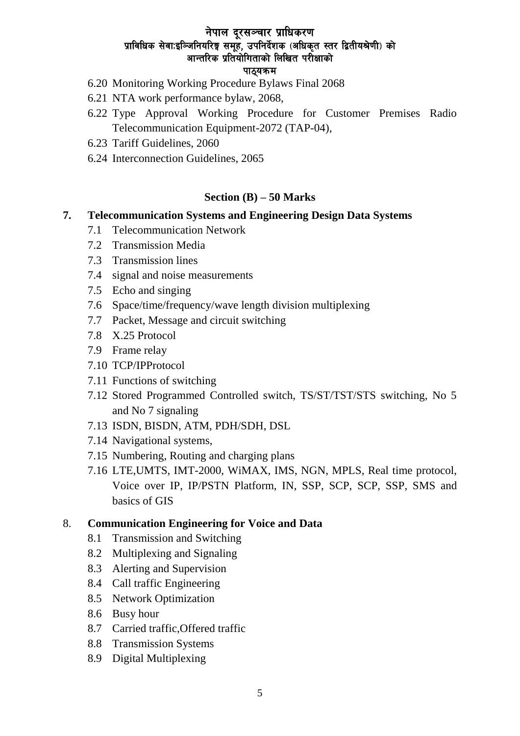6.20 Monitoring Working Procedure Bylaws Final 2068

6.21 NTA work performance bylaw, 2068,

6.22 Type Approval Working Procedure for Customer Premises Radio Telecommunication Equipment-2072 (TAP-04),

6.23 Tariff Guidelines, 2060

6.24 Interconnection Guidelines, 2065

## Section (B) – 50 Marks

**7. Telecommunication Systems and Engineering Design Data Systems**

7.1 Telecommunication Network

7.2 Transmission Media

7.3 Transmission lines

7.4 signal and noise measurements

7.5 Echo and singing

7.6 Space/time/frequency/wave length division multiplexing

7.7 Packet, Message and circuit switching

7.8 X.25 Protocol

7.9 Frame relay

7.10 TCP/IPProtocol

7.11 Functions of switching

7.12 Stored Programmed Controlled switch, TS/ST/TST/STS switching, No 5 and No 7 signaling

7.13 ISDN, BISDN, ATM, PDH/SDH, DSL

7.14 Navigational systems,

7.15 Numbering, Routing and charging plans

7.16 LTE,UMTS, IMT-2000, WiMAX, IMS, NGN, MPLS, Real time protocol, Voice over IP, IP/PSTN Platform, IN, SSP, SCP, SCP, SSP, SMS and basics of GIS

8. **Communication Engineering for Voice and Data**

8.1 Transmission and Switching

8.2 Multiplexing and Signaling

8.3 Alerting and Supervision

8.4 Call traffic Engineering

8.5 Network Optimization

8.6 Busy hour

8.7 Carried traffic,Offered traffic

8.8 Transmission Systems

8.9 Digital Multiplexing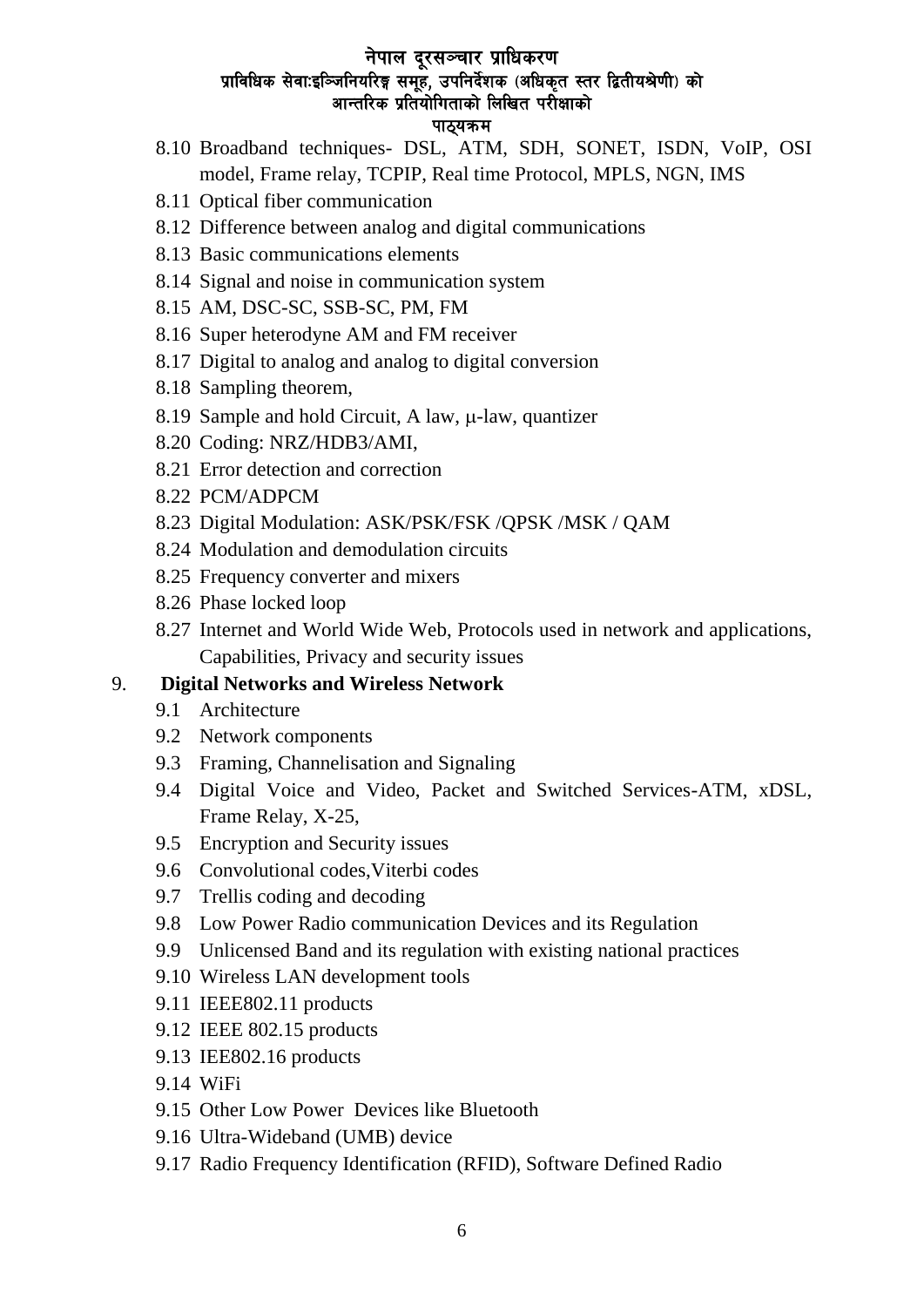8.10 Broadband techniques- DSL, ATM, SDH, SONET, ISDN, VoIP, OSI model, Frame relay, TCPIP, Real time Protocol, MPLS, NGN, IMS

8.11 Optical fiber communication

8.12 Difference between analog and digital communications

8.13 Basic communications elements

8.14 Signal and noise in communication system

8.15 AM, DSC-SC, SSB-SC, PM, FM

8.16 Super heterodyne AM and FM receiver

8.17 Digital to analog and analog to digital conversion

8.18 Sampling theorem,

8.19 Sample and hold Circuit, A law, μ-law, quantizer

8.20 Coding: NRZ/HDB3/AMI,

8.21 Error detection and correction

8.22 PCM/ADPCM

8.23 Digital Modulation: ASK/PSK/FSK /QPSK /MSK / QAM

8.24 Modulation and demodulation circuits

8.25 Frequency converter and mixers

8.26 Phase locked loop

8.27 Internet and World Wide Web, Protocols used in network and applications, Capabilities, Privacy and security issues

## 9. **Digital Networks and Wireless Network**

9.1 Architecture

9.2 Network components

9.3 Framing, Channelisation and Signaling

9.4 Digital Voice and Video, Packet and Switched Services-ATM, xDSL, Frame Relay, X-25,

9.5 Encryption and Security issues

9.6 Convolutional codes,Viterbi codes

9.7 Trellis coding and decoding

9.8 Low Power Radio communication Devices and its Regulation

9.9 Unlicensed Band and its regulation with existing national practices

9.10 Wireless LAN development tools

9.11 IEEE802.11 products

9.12 IEEE 802.15 products

9.13 IEE802.16 products

9.14 WiFi

9.15 Other Low Power Devices like Bluetooth

9.16 Ultra-Wideband (UMB) device

9.17 Radio Frequency Identification (RFID), Software Defined Radio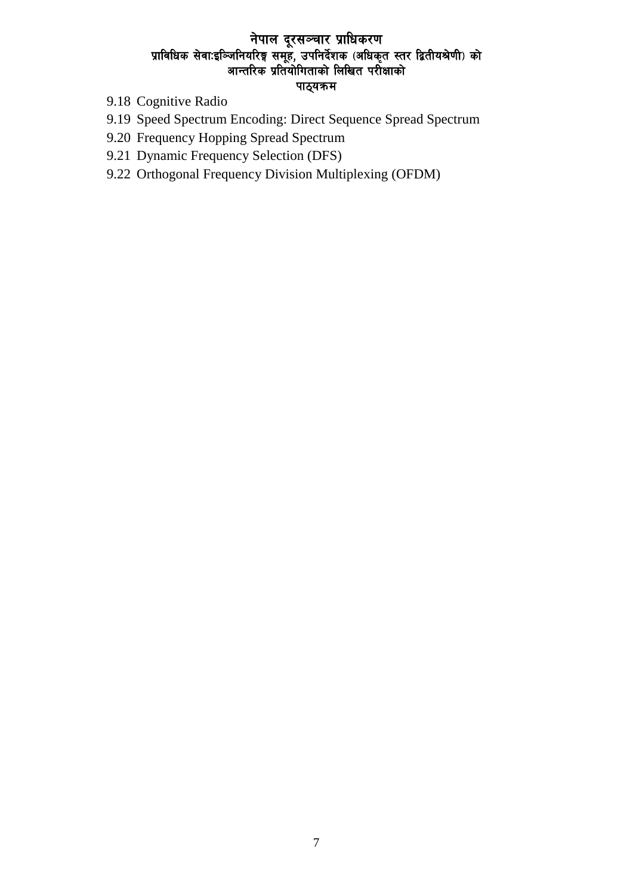9.18 Cognitive Radio

9.19 Speed Spectrum Encoding: Direct Sequence Spread Spectrum

9.20 Frequency Hopping Spread Spectrum

9.21 Dynamic Frequency Selection (DFS)

9.22 Orthogonal Frequency Division Multiplexing (OFDM)